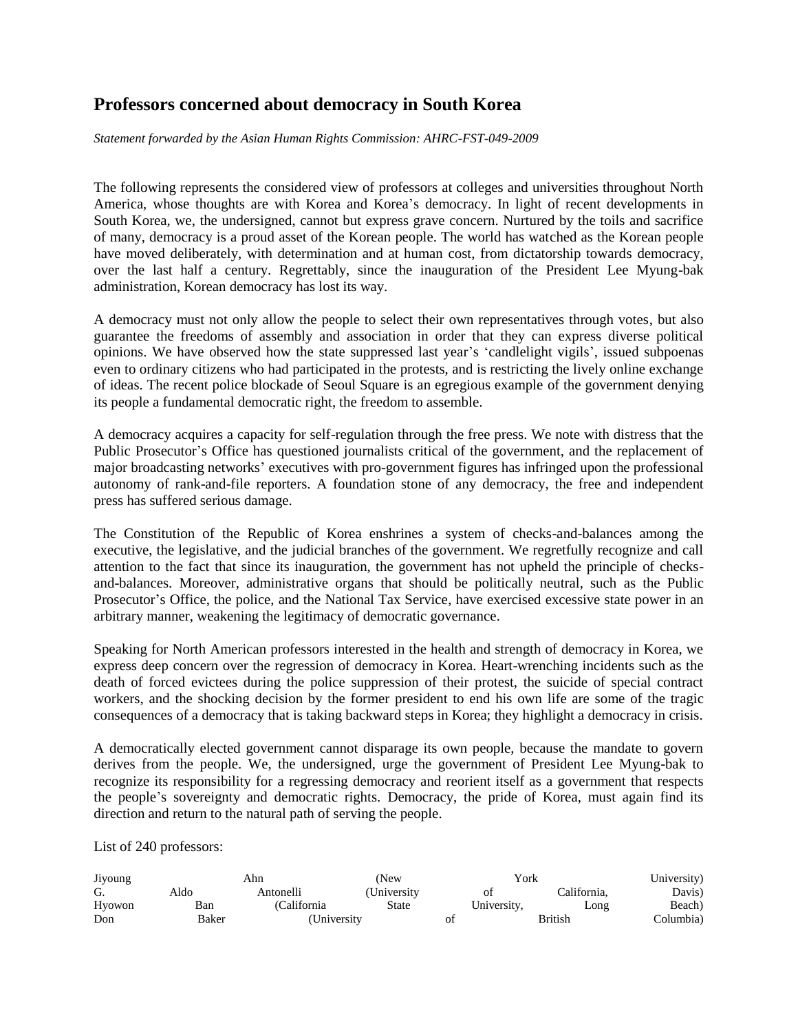## Professors concerned about democracy in South Korea

*Statement forwarded by the Asian Human Rights Commission: AHRC-FST-049-2009*

The following represents the considered view of professors at colleges and universities throughout North America, whose thoughts are with Korea and Korea's democracy. In light of recent developments in South Korea, we, the undersigned, cannot but express grave concern. Nurtured by the toils and sacrifice of many, democracy is a proud asset of the Korean people. The world has watched as the Korean people have moved deliberately, with determination and at human cost, from dictatorship towards democracy, over the last half a century. Regrettably, since the inauguration of the President Lee Myung-bak administration, Korean democracy has lost its way.

A democracy must not only allow the people to select their own representatives through votes, but also guarantee the freedoms of assembly and association in order that they can express diverse political opinions. We have observed how the state suppressed last year's 'candlelight vigils', issued subpoenas even to ordinary citizens who had participated in the protests, and is restricting the lively online exchange of ideas. The recent police blockade of Seoul Square is an egregious example of the government denying its people a fundamental democratic right, the freedom to assemble.

A democracy acquires a capacity for self-regulation through the free press. We note with distress that the Public Prosecutor's Office has questioned journalists critical of the government, and the replacement of major broadcasting networks' executives with pro-government figures has infringed upon the professional autonomy of rank-and-file reporters. A foundation stone of any democracy, the free and independent press has suffered serious damage.

The Constitution of the Republic of Korea enshrines a system of checks-and-balances among the executive, the legislative, and the judicial branches of the government. We regretfully recognize and call attention to the fact that since its inauguration, the government has not upheld the principle of checks-and-balances. Moreover, administrative organs that should be politically neutral, such as the Public Prosecutor's Office, the police, and the National Tax Service, have exercised excessive state power in an arbitrary manner, weakening the legitimacy of democratic governance.

Speaking for North American professors interested in the health and strength of democracy in Korea, we express deep concern over the regression of democracy in Korea. Heart-wrenching incidents such as the death of forced evictees during the police suppression of their protest, the suicide of special contract workers, and the shocking decision by the former president to end his own life are some of the tragic consequences of a democracy that is taking backward steps in Korea; they highlight a democracy in crisis.

A democratically elected government cannot disparage its own people, because the mandate to govern derives from the people. We, the undersigned, urge the government of President Lee Myung-bak to recognize its responsibility for a regressing democracy and reorient itself as a government that respects the people's sovereignty and democratic rights. Democracy, the pride of Korea, must again find its direction and return to the natural path of serving the people.

List of 240 professors:

Jiyoung Ahn (New York University)
G. Aldo Antonelli (University of California, Davis)
Hyowon Ban (California State University, Long Beach)
Don Baker (University of British Columbia)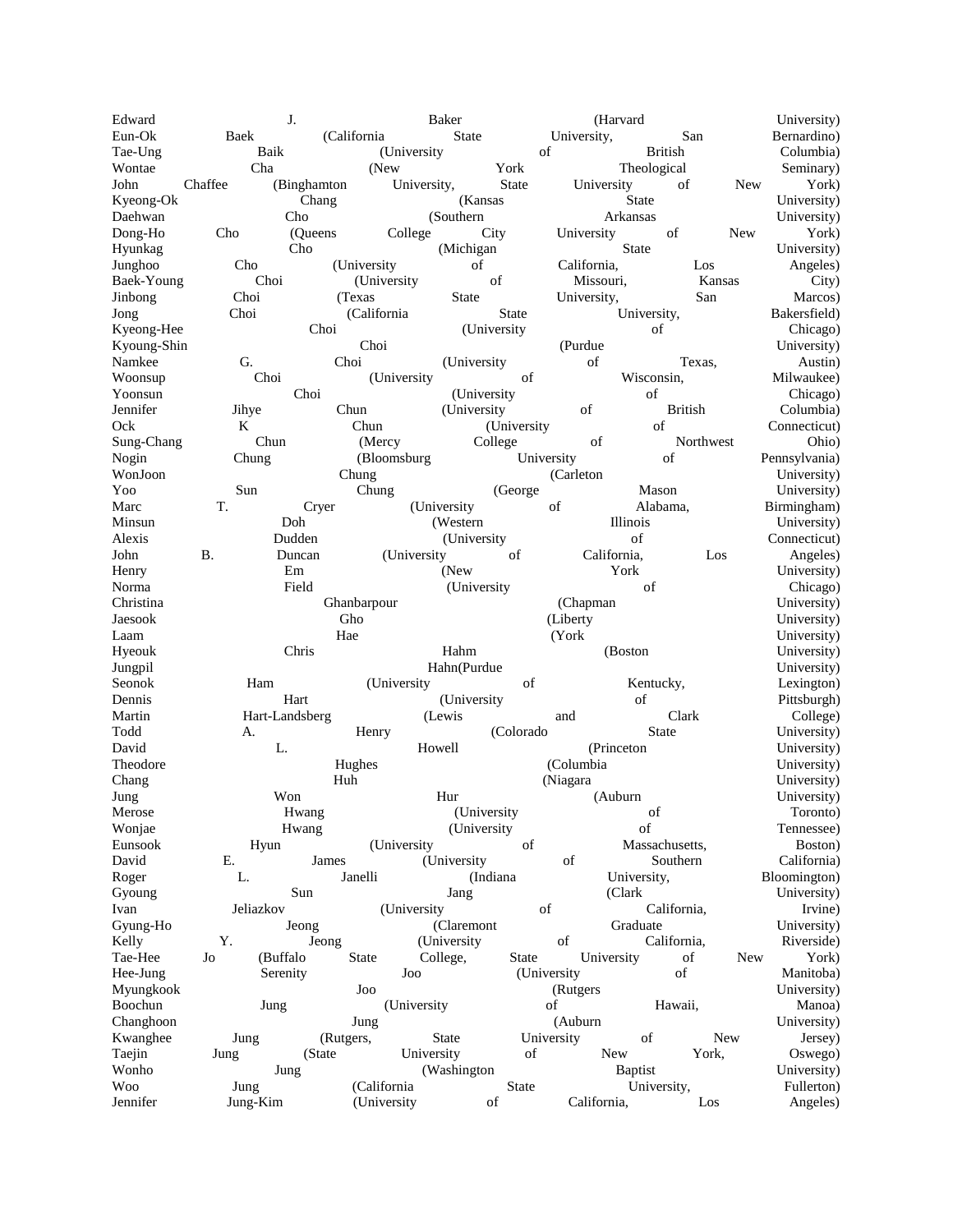Edward J. Baker (Harvard University)
Eun-Ok Baek (California State University, San Bernardino)
Tae-Ung Baik (University of British Columbia)
Wontae Cha (New York Theological Seminary)
John Chaffee (Binghamton University, State University of New York)
Kyeong-Ok Chang (Kansas State University)
Daehwan Cho (Southern Arkansas University)
Dong-Ho Cho (Queens College City University of New York)
Hyunkag Cho (Michigan State University)
Junghoo Cho (University of California, Los Angeles)
Baek-Young Choi (University of Missouri, Kansas City)
Jinbong Choi (Texas State University, San Marcos)
Jong Choi (California State University, Bakersfield)
Kyeong-Hee Choi (University of Chicago)
Kyoung-Shin Choi (Purdue University)
Namkee G. Choi (University of Texas, Austin)
Woonsup Choi (University of Wisconsin, Milwaukee)
Yoonsun Choi (University of Chicago)
Jennifer Jihye Chun (University of British Columbia)
Ock K Chun (University of Connecticut)
Sung-Chang Chun (Mercy College of Northwest Ohio)
Nogin Chung (Bloomsburg University of Pennsylvania)
WonJoon Chung (Carleton University)
Yoo Sun Chung (George Mason University)
Marc T. Cryer (University of Alabama, Birmingham)
Minsun Doh (Western Illinois University)
Alexis Dudden (University of Connecticut)
John B. Duncan (University of California, Los Angeles)
Henry Em (New York University)
Norma Field (University of Chicago)
Christina Ghanbarpour (Chapman University)
Jaesook Gho (Liberty University)
Laam Hae (York University)
Hyeouk Chris Hahm (Boston University)
Jungpil Hahn(Purdue University)
Seonok Ham (University of Kentucky, Lexington)
Dennis Hart (University of Pittsburgh)
Martin Hart-Landsberg (Lewis and Clark College)
Todd A. Henry (Colorado State University)
David L. Howell (Princeton University)
Theodore Hughes (Columbia University)
Chang Huh (Niagara University)
Jung Won Hur (Auburn University)
Merose Hwang (University of Toronto)
Wonjae Hwang (University of Tennessee)
Eunsook Hyun (University of Massachusetts, Boston)
David E. James (University of Southern California)
Roger L. Janelli (Indiana University, Bloomington)
Gyoung Sun Jang (Clark University)
Ivan Jeliazkov (University of California, Irvine)
Gyung-Ho Jeong (Claremont Graduate University)
Kelly Y. Jeong (University of California, Riverside)
Tae-Hee Jo (Buffalo State College, State University of New York)
Hee-Jung Serenity Joo (University of Manitoba)
Myungkook Joo (Rutgers University)
Boochun Jung (University of Hawaii, Manoa)
Changhoon Jung (Auburn University)
Kwanghee Jung (Rutgers, State University of New Jersey)
Taejin Jung (State University of New York, Oswego)
Wonho Jung (Washington Baptist University)
Woo Jung (California State University, Fullerton)
Jennifer Jung-Kim (University of California, Los Angeles)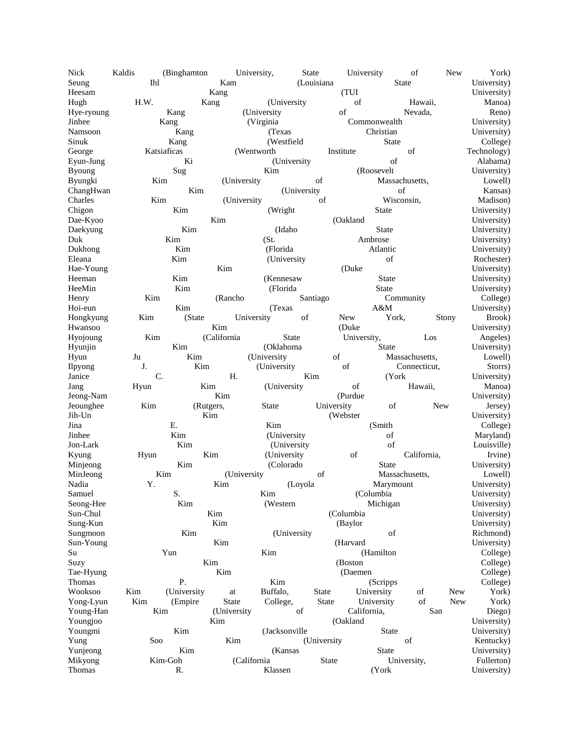Nick Kaldis (Binghamton University, State University of New York)
Seung Ihl Kam (Louisiana State University)
Heesam Kang (TUI University)
Hugh H.W. Kang (University of Hawaii, Manoa)
Hye-ryoung Kang (University of Nevada, Reno)
Jinhee Kang (Virginia Commonwealth University)
Namsoon Kang (Texas Christian University)
Sinuk Kang (Westfield State College)
George Katsiaficas (Wentworth Institute of Technology)
Eyun-Jung Ki (University of Alabama)
Byoung Sug Kim (Roosevelt University)
Byungki Kim (University of Massachusetts, Lowell)
ChangHwan Kim (University of Kansas)
Charles Kim (University of Wisconsin, Madison)
Chigon Kim (Wright State University)
Dae-Kyoo Kim (Oakland University)
Daekyung Kim (Idaho State University)
Duk Kim (St. Ambrose University)
Dukhong Kim (Florida Atlantic University)
Eleana Kim (University of Rochester)
Hae-Young Kim (Duke University)
Heeman Kim (Kennesaw State University)
HeeMin Kim (Florida State University)
Henry Kim (Rancho Santiago Community College)
Hoi-eun Kim (Texas A&M University)
Hongkyung Kim (State University of New York, Stony Brook)
Hwansoo Kim (Duke University)
Hyojoung Kim (California State University, Los Angeles)
Hyunjin Kim (Oklahoma State University)
Hyun Ju Kim (University of Massachusetts, Lowell)
Ilpyong J. Kim (University of Connecticut, Storrs)
Janice C. H. Kim (York University)
Jang Hyun Kim (University of Hawaii, Manoa)
Jeong-Nam Kim (Purdue University)
Jeounghee Kim (Rutgers, State University of New Jersey)
Jih-Un Kim (Webster University)
Jina E. Kim (Smith College)
Jinhee Kim (University of Maryland)
Jon-Lark Kim (University of Louisville)
Kyung Hyun Kim (University of California, Irvine)
Minjeong Kim (Colorado State University)
MinJeong Kim (University of Massachusetts, Lowell)
Nadia Y. S. Kim (Loyola Marymount University)
Samuel S. Kim (Columbia University)
Seong-Hee Kim (Western Michigan University)
Sun-Chul Kim (Columbia University)
Sung-Kun Kim (Baylor University)
Sungmoon Kim (University of Richmond)
Sun-Young Kim (Harvard University)
Su Yun Kim (Hamilton College)
Suzy Kim (Boston College)
Tae-Hyung Kim (Daemen College)
Thomas P. Kim (Scripps College)
Wooksoo Kim (University at Buffalo, State University of New York)
Yong-Lyun Kim (Empire State College, State University of New York)
Young-Han Kim (University of California, San Diego)
Youngjoo Kim (Oakland University)
Youngmi Kim (Jacksonville State University)
Yung Soo Kim (University of Kentucky)
Yunjeong Kim (Kansas State University)
Mikyong Kim-Goh (California State University, Fullerton)
Thomas R. Klassen (York University)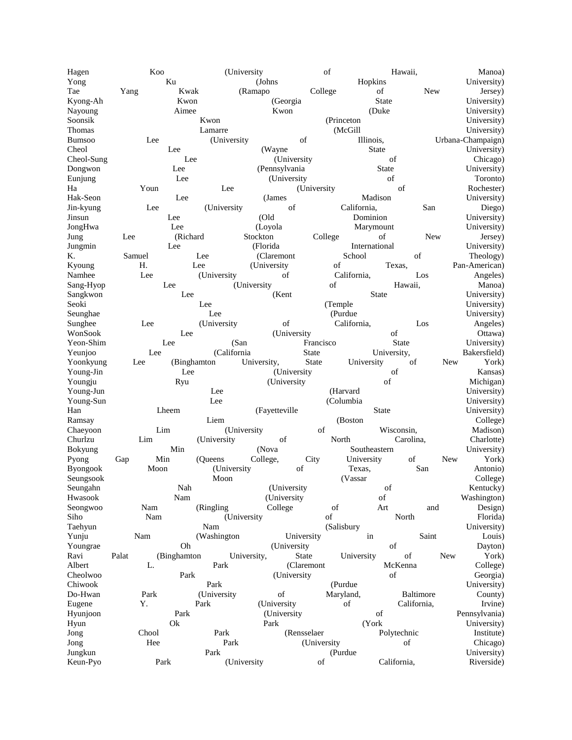Hagen Koo (University of Hawaii, Manoa)
Yong Ku (Johns Hopkins University)
Tae Yang Kwak (Ramapo College of New Jersey)
Kyong-Ah Kwon (Georgia State University)
Nayoung Aimee Kwon (Duke University)
Soonsik Kwon (Princeton University)
Thomas Lamarre (McGill University)
Bumsoo Lee (University of Illinois, Urbana-Champaign)
Cheol Lee (Wayne State University)
Cheol-Sung Lee (University of Chicago)
Dongwon Lee (Pennsylvania State University)
Eunjung Lee (University of Toronto)
Ha Youn Lee (University of Rochester)
Hak-Seon Lee (James Madison University)
Jin-kyung Lee (University of California, San Diego)
Jinsun Lee (Old Dominion University)
JongHwa Lee (Loyola Marymount University)
Jung Lee (Richard Stockton College of New Jersey)
Jungmin Lee (Florida International University)
K. Samuel Lee (Claremont School of Theology)
Kyoung H. Lee (University of Texas, Pan-American)
Namhee Lee (University of California, Los Angeles)
Sang-Hyop Lee (University of Hawaii, Manoa)
Sangkwon Lee (Kent State University)
Seoki Lee (Temple University)
Seunghae Lee (Purdue University)
Sunghee Lee (University of California, Los Angeles)
WonSook Lee (University of Ottawa)
Yeon-Shim Lee (San Francisco State University)
Yeunjoo Lee (California State University, Bakersfield)
Yoonkyung Lee (Binghamton University, State University of New York)
Young-Jin Lee (University of Kansas)
Youngju Ryu (University of Michigan)
Young-Jun Lee (Harvard University)
Young-Sun Lee (Columbia University)
Han Lheem (Fayetteville State University)
Ramsay Liem (Boston College)
Chaeyoon Lim (University of Wisconsin, Madison)
Churlzu Lim (University of North Carolina, Charlotte)
Bokyung Min (Nova Southeastern University)
Pyong Gap Min (Queens College, City University of New York)
Byongook Moon (University of Texas, San Antonio)
Seungsook Moon (Vassar College)
Seungahn Nah (University of Kentucky)
Hwasook Nam (University of Washington)
Seongwoo Nam (Ringling College of Art and Design)
Siho Nam (University of North Florida)
Taehyun Nam (Salisbury University)
Yunju Nam (Washington University in Saint Louis)
Youngrae Oh (University of Dayton)
Ravi Palat (Binghamton University, State University of New York)
Albert L. Park (Claremont McKenna College)
Cheolwoo Park (University of Georgia)
Chiwook Park (Purdue University)
Do-Hwan Park (University of Maryland, Baltimore County)
Eugene Y. Park (University of California, Irvine)
Hyunjoon Park (University of Pennsylvania)
Hyun Ok Park (York University)
Jong Chool Park (Rensselaer Polytechnic Institute)
Jong Hee Park (University of Chicago)
Jungkun Park (Purdue University)
Keun-Pyo Park (University of California, Riverside)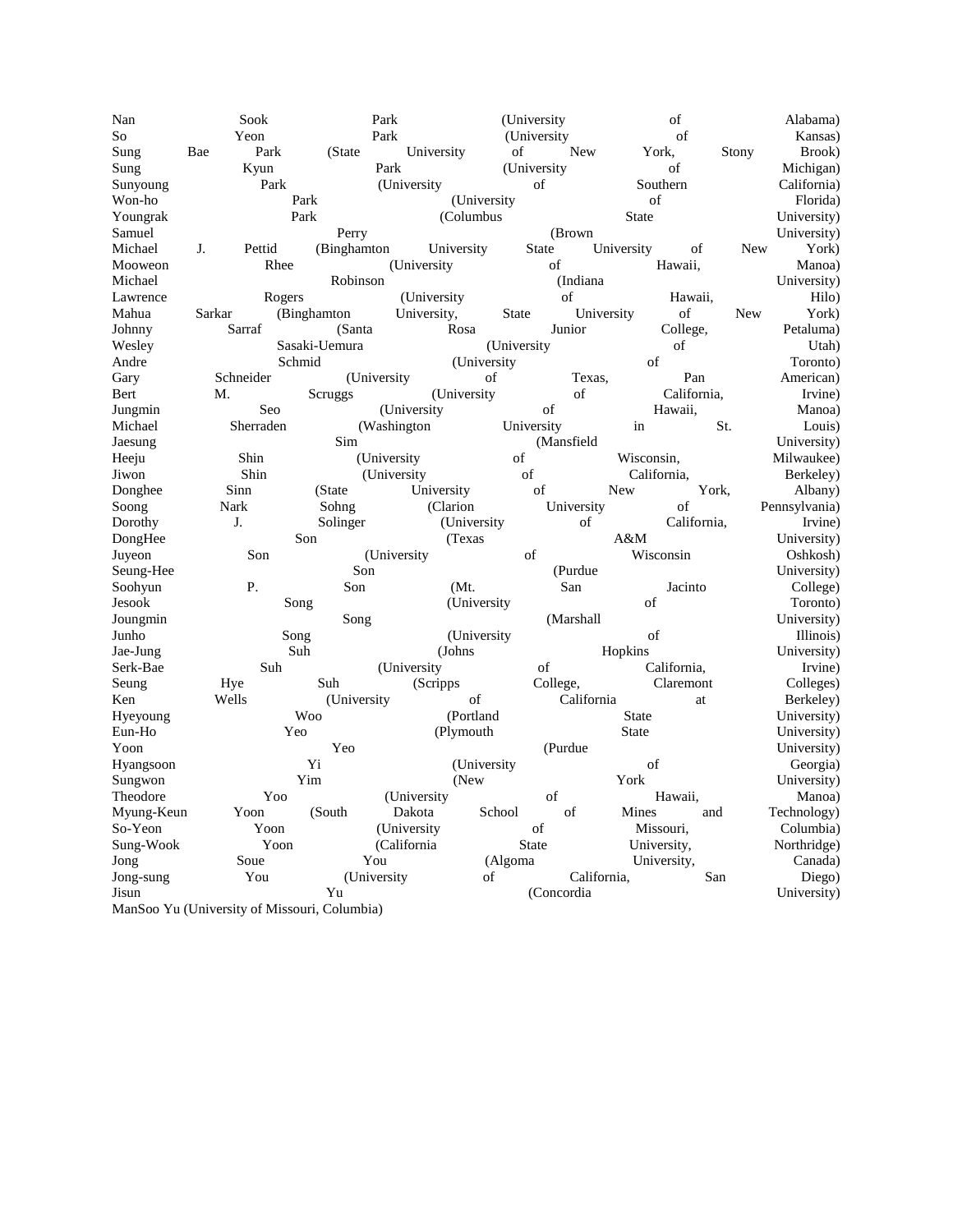Nan Sook Park (University of Alabama)
So Yeon Park (University of Kansas)
Sung Bae Park (State University of New York, Stony Brook)
Sung Kyun Park (University of Michigan)
Sunyoung Park (University of Southern California)
Won-ho Park (University of Florida)
Youngrak Park (Columbus State University)
Samuel Perry (Brown University)
Michael J. Pettid (Binghamton University State University of New York)
Mooweon Rhee (University of Hawaii, Manoa)
Michael Robinson (Indiana University)
Lawrence Rogers (University of Hawaii, Hilo)
Mahua Sarkar (Binghamton University, State University of New York)
Johnny Sarraf (Santa Rosa Junior College, Petaluma)
Wesley Sasaki-Uemura (University of Utah)
Andre Schmid (University of Toronto)
Gary Schneider (University of Texas, Pan American)
Bert M. Scruggs (University of California, Irvine)
Jungmin Seo (University of Hawaii, Manoa)
Michael Sherraden (Washington University in St. Louis)
Jaesung Sim (Mansfield University)
Heeju Shin (University of Wisconsin, Milwaukee)
Jiwon Shin (University of California, Berkeley)
Donghee Sinn (State University of New York, Albany)
Soong Nark Sohng (Clarion University of Pennsylvania)
Dorothy J. Solinger (University of California, Irvine)
DongHee Son (Texas A&M University)
Juyeon Son (University of Wisconsin Oshkosh)
Seung-Hee Son (Purdue University)
Soohyun P. Son (Mt. San Jacinto College)
Jesook Song (University of Toronto)
Joungmin Song (Marshall University)
Junho Song (University of Illinois)
Jae-Jung Suh (Johns Hopkins University)
Serk-Bae Suh (University of California, Irvine)
Seung Hye Suh (Scripps College, Claremont Colleges)
Ken Wells (University of California at Berkeley)
Hyeyoung Woo (Portland State University)
Eun-Ho Yeo (Plymouth State University)
Yoon Yeo (Purdue University)
Hyangsoon Yi (University of Georgia)
Sungwon Yim (New York University)
Theodore Yoo (University of Hawaii, Manoa)
Myung-Keun Yoon (South Dakota School of Mines and Technology)
So-Yeon Yoon (University of Missouri, Columbia)
Sung-Wook Yoon (California State University, Northridge)
Jong Soue You (Algoma University, Canada)
Jong-sung You (University of California, San Diego)
Jisun Yu (Concordia University)
ManSoo Yu (University of Missouri, Columbia)